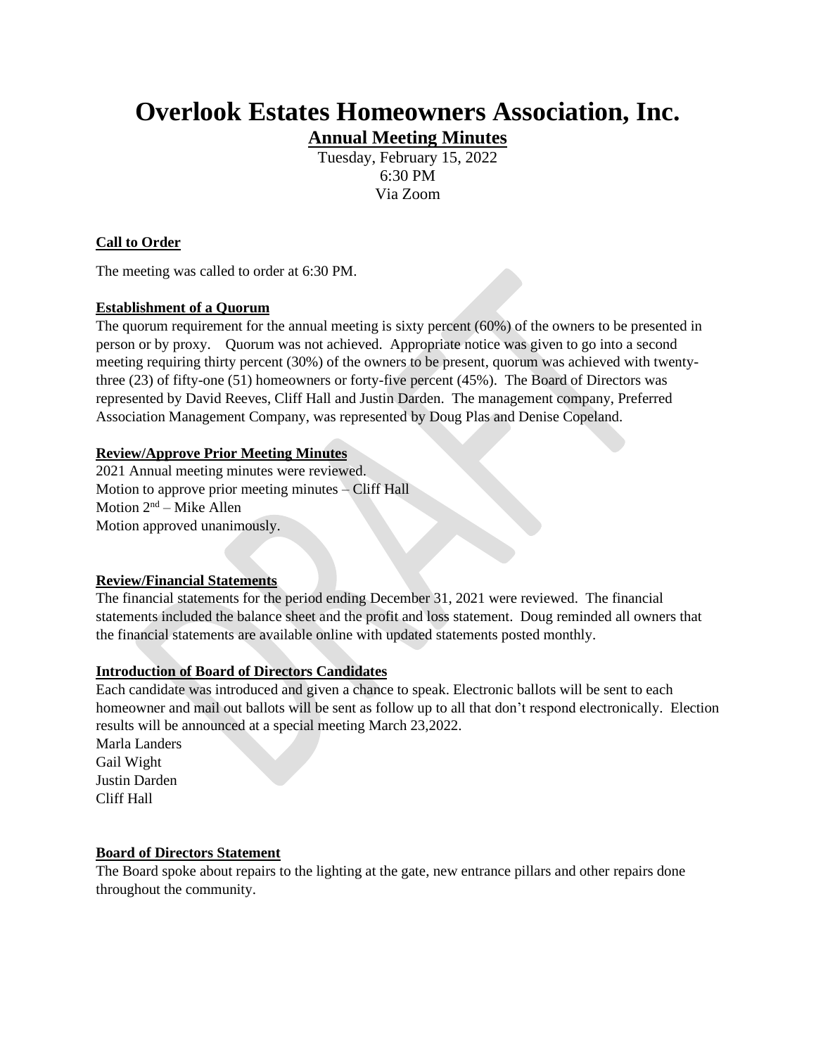# Overlook Estates Homeowners Association, Inc.

## Annual Meeting Minutes

Tuesday, February 15, 2022
6:30 PM
Via Zoom

**Call to Order**

The meeting was called to order at 6:30 PM.

**Establishment of a Quorum**

The quorum requirement for the annual meeting is sixty percent (60%) of the owners to be presented in person or by proxy. Quorum was not achieved. Appropriate notice was given to go into a second meeting requiring thirty percent (30%) of the owners to be present, quorum was achieved with twenty-three (23) of fifty-one (51) homeowners or forty-five percent (45%). The Board of Directors was represented by David Reeves, Cliff Hall and Justin Darden. The management company, Preferred Association Management Company, was represented by Doug Plas and Denise Copeland.

**Review/Approve Prior Meeting Minutes**

2021 Annual meeting minutes were reviewed.
Motion to approve prior meeting minutes – Cliff Hall
Motion 2nd – Mike Allen
Motion approved unanimously.

**Review/Financial Statements**

The financial statements for the period ending December 31, 2021 were reviewed. The financial statements included the balance sheet and the profit and loss statement. Doug reminded all owners that the financial statements are available online with updated statements posted monthly.

**Introduction of Board of Directors Candidates**

Each candidate was introduced and given a chance to speak. Electronic ballots will be sent to each homeowner and mail out ballots will be sent as follow up to all that don't respond electronically. Election results will be announced at a special meeting March 23,2022.
Marla Landers
Gail Wight
Justin Darden
Cliff Hall

**Board of Directors Statement**

The Board spoke about repairs to the lighting at the gate, new entrance pillars and other repairs done throughout the community.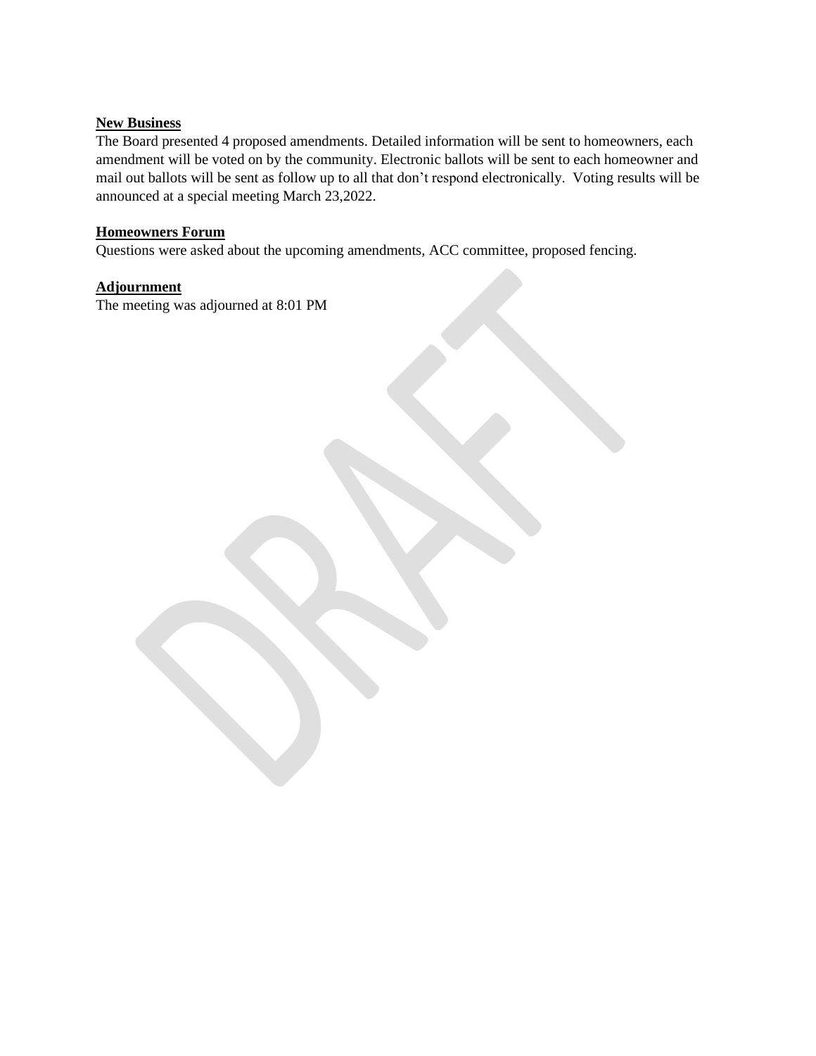**New Business**

The Board presented 4 proposed amendments. Detailed information will be sent to homeowners, each amendment will be voted on by the community. Electronic ballots will be sent to each homeowner and mail out ballots will be sent as follow up to all that don't respond electronically. Voting results will be announced at a special meeting March 23,2022.

**Homeowners Forum**

Questions were asked about the upcoming amendments, ACC committee, proposed fencing.

**Adjournment**

The meeting was adjourned at 8:01 PM